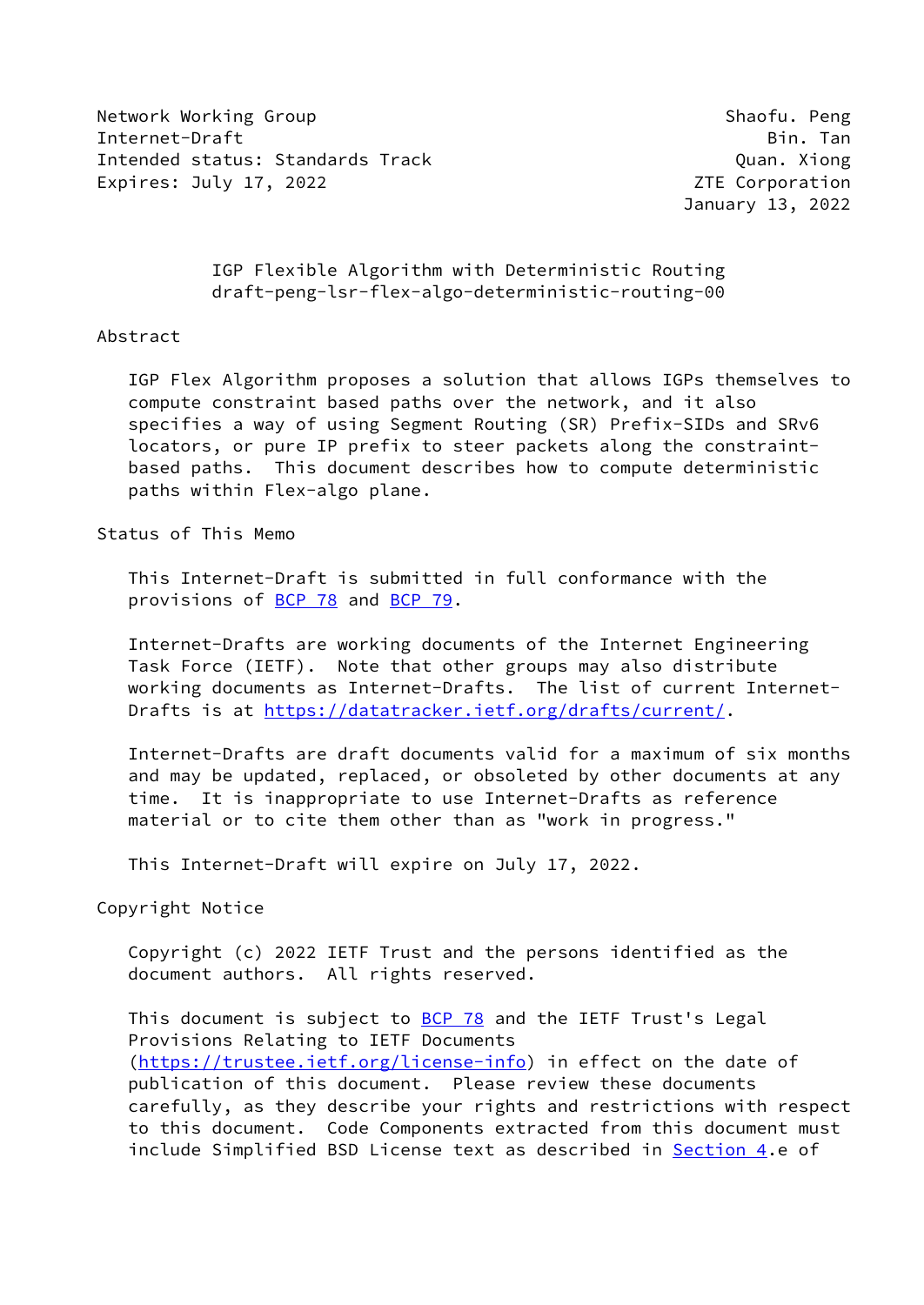Network Working Group Shaofu. Peng
Internet-Draft Bin. Tan
Intended status: Standards Track Quan. Xiong
Expires: July 17, 2022 ZTE Corporation
January 13, 2022

# IGP Flexible Algorithm with Deterministic Routing
draft-peng-lsr-flex-algo-deterministic-routing-00

## Abstract

IGP Flex Algorithm proposes a solution that allows IGPs themselves to compute constraint based paths over the network, and it also specifies a way of using Segment Routing (SR) Prefix-SIDs and SRv6 locators, or pure IP prefix to steer packets along the constraint-based paths. This document describes how to compute deterministic paths within Flex-algo plane.

## Status of This Memo

This Internet-Draft is submitted in full conformance with the provisions of BCP 78 and BCP 79.

Internet-Drafts are working documents of the Internet Engineering Task Force (IETF). Note that other groups may also distribute working documents as Internet-Drafts. The list of current Internet-Drafts is at https://datatracker.ietf.org/drafts/current/.

Internet-Drafts are draft documents valid for a maximum of six months and may be updated, replaced, or obsoleted by other documents at any time. It is inappropriate to use Internet-Drafts as reference material or to cite them other than as "work in progress."

This Internet-Draft will expire on July 17, 2022.

## Copyright Notice

Copyright (c) 2022 IETF Trust and the persons identified as the document authors. All rights reserved.

This document is subject to BCP 78 and the IETF Trust's Legal Provisions Relating to IETF Documents (https://trustee.ietf.org/license-info) in effect on the date of publication of this document. Please review these documents carefully, as they describe your rights and restrictions with respect to this document. Code Components extracted from this document must include Simplified BSD License text as described in Section 4.e of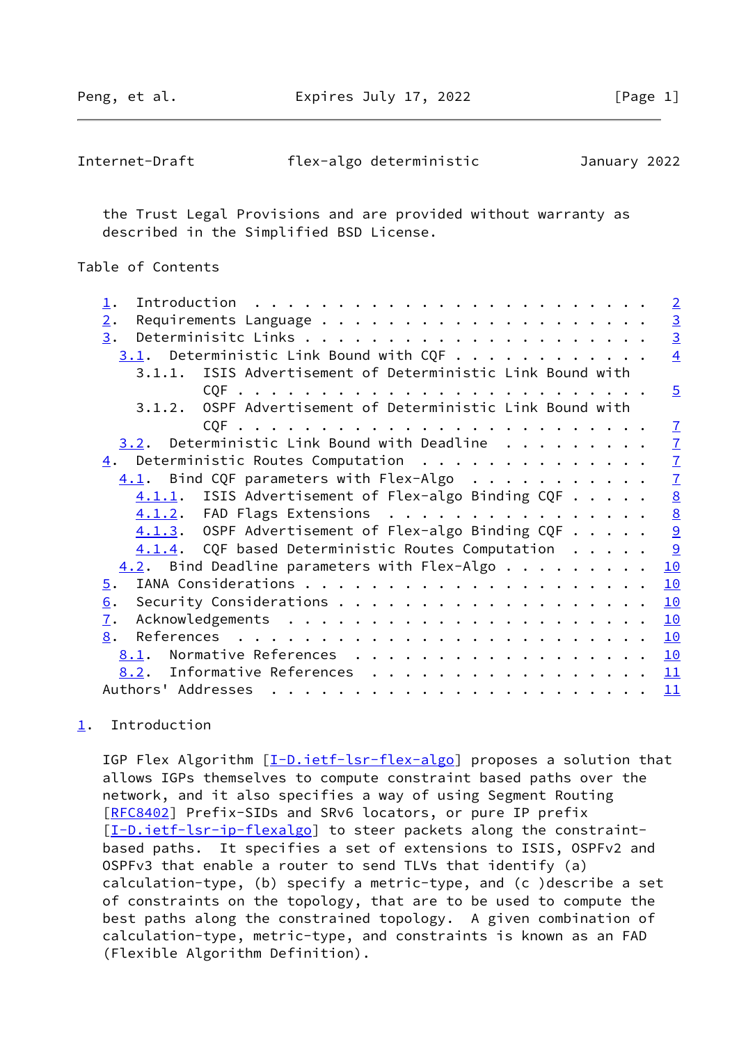the Trust Legal Provisions and are provided without warranty as described in the Simplified BSD License.

## Table of Contents

- 1. Introduction . . . . . . . . . . . . . . . . . . . . . . . . 2
- 2. Requirements Language . . . . . . . . . . . . . . . . . . . . 3
- 3. Determinisitc Links . . . . . . . . . . . . . . . . . . . . . 3
  - 3.1. Deterministic Link Bound with CQF . . . . . . . . . . . . 4
    - 3.1.1. ISIS Advertisement of Deterministic Link Bound with CQF . . . . . . . . . . . . . . . . . . . . . . . . 5
    - 3.1.2. OSPF Advertisement of Deterministic Link Bound with CQF . . . . . . . . . . . . . . . . . . . . . . . . 7
  - 3.2. Deterministic Link Bound with Deadline . . . . . . . . . 7
- 4. Deterministic Routes Computation . . . . . . . . . . . . . . 7
  - 4.1. Bind CQF parameters with Flex-Algo . . . . . . . . . . . 7
    - 4.1.1. ISIS Advertisement of Flex-algo Binding CQF . . . . . 8
    - 4.1.2. FAD Flags Extensions . . . . . . . . . . . . . . . . 8
    - 4.1.3. OSPF Advertisement of Flex-algo Binding CQF . . . . . 9
    - 4.1.4. CQF based Deterministic Routes Computation . . . . . 9
  - 4.2. Bind Deadline parameters with Flex-Algo . . . . . . . . . 10
- 5. IANA Considerations . . . . . . . . . . . . . . . . . . . . . 10
- 6. Security Considerations . . . . . . . . . . . . . . . . . . . 10
- 7. Acknowledgements . . . . . . . . . . . . . . . . . . . . . . 10
- 8. References . . . . . . . . . . . . . . . . . . . . . . . . . 10
  - 8.1. Normative References . . . . . . . . . . . . . . . . . . 10
  - 8.2. Informative References . . . . . . . . . . . . . . . . . 11
- Authors' Addresses . . . . . . . . . . . . . . . . . . . . . . . 11

## 1. Introduction

IGP Flex Algorithm [I-D.ietf-lsr-flex-algo] proposes a solution that allows IGPs themselves to compute constraint based paths over the network, and it also specifies a way of using Segment Routing [RFC8402] Prefix-SIDs and SRv6 locators, or pure IP prefix [I-D.ietf-lsr-ip-flexalgo] to steer packets along the constraint-based paths. It specifies a set of extensions to ISIS, OSPFv2 and OSPFv3 that enable a router to send TLVs that identify (a) calculation-type, (b) specify a metric-type, and (c )describe a set of constraints on the topology, that are to be used to compute the best paths along the constrained topology. A given combination of calculation-type, metric-type, and constraints is known as an FAD (Flexible Algorithm Definition).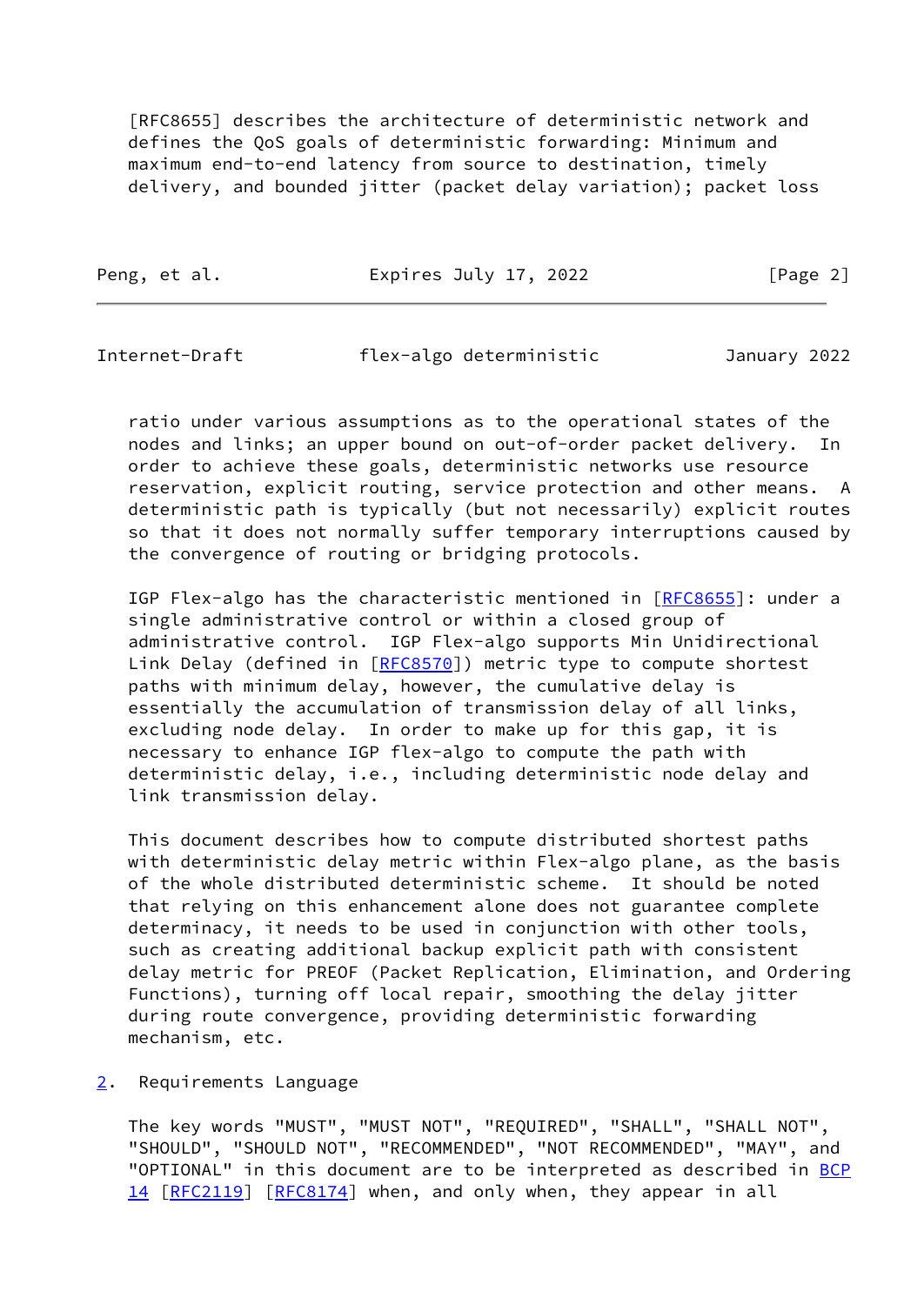[RFC8655] describes the architecture of deterministic network and defines the QoS goals of deterministic forwarding: Minimum and maximum end-to-end latency from source to destination, timely delivery, and bounded jitter (packet delay variation); packet loss ratio under various assumptions as to the operational states of the nodes and links; an upper bound on out-of-order packet delivery. In order to achieve these goals, deterministic networks use resource reservation, explicit routing, service protection and other means. A deterministic path is typically (but not necessarily) explicit routes so that it does not normally suffer temporary interruptions caused by the convergence of routing or bridging protocols.

IGP Flex-algo has the characteristic mentioned in [RFC8655]: under a single administrative control or within a closed group of administrative control. IGP Flex-algo supports Min Unidirectional Link Delay (defined in [RFC8570]) metric type to compute shortest paths with minimum delay, however, the cumulative delay is essentially the accumulation of transmission delay of all links, excluding node delay. In order to make up for this gap, it is necessary to enhance IGP flex-algo to compute the path with deterministic delay, i.e., including deterministic node delay and link transmission delay.

This document describes how to compute distributed shortest paths with deterministic delay metric within Flex-algo plane, as the basis of the whole distributed deterministic scheme. It should be noted that relying on this enhancement alone does not guarantee complete determinacy, it needs to be used in conjunction with other tools, such as creating additional backup explicit path with consistent delay metric for PREOF (Packet Replication, Elimination, and Ordering Functions), turning off local repair, smoothing the delay jitter during route convergence, providing deterministic forwarding mechanism, etc.

## 2. Requirements Language

The key words "MUST", "MUST NOT", "REQUIRED", "SHALL", "SHALL NOT", "SHOULD", "SHOULD NOT", "RECOMMENDED", "NOT RECOMMENDED", "MAY", and "OPTIONAL" in this document are to be interpreted as described in BCP 14 [RFC2119] [RFC8174] when, and only when, they appear in all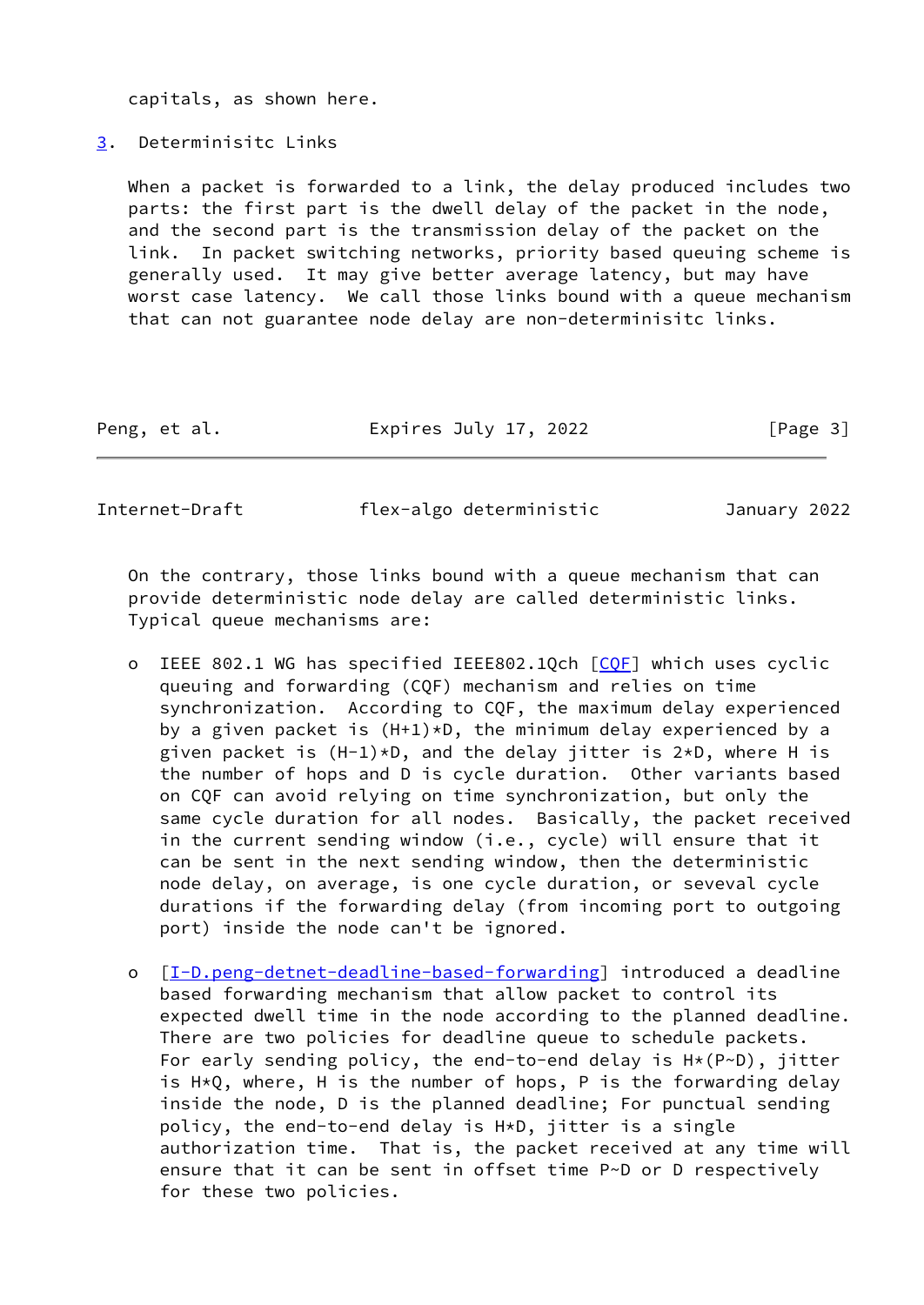capitals, as shown here.

## 3. Determinisitc Links

When a packet is forwarded to a link, the delay produced includes two parts: the first part is the dwell delay of the packet in the node, and the second part is the transmission delay of the packet on the link. In packet switching networks, priority based queuing scheme is generally used. It may give better average latency, but may have worst case latency. We call those links bound with a queue mechanism that can not guarantee node delay are non-determinisitc links.

On the contrary, those links bound with a queue mechanism that can provide deterministic node delay are called deterministic links. Typical queue mechanisms are:

- IEEE 802.1 WG has specified IEEE802.1Qch [CQF] which uses cyclic queuing and forwarding (CQF) mechanism and relies on time synchronization. According to CQF, the maximum delay experienced by a given packet is $(H+1)*D$, the minimum delay experienced by a given packet is $(H-1)*D$, and the delay jitter is $2*D$, where H is the number of hops and D is cycle duration. Other variants based on CQF can avoid relying on time synchronization, but only the same cycle duration for all nodes. Basically, the packet received in the current sending window (i.e., cycle) will ensure that it can be sent in the next sending window, then the deterministic node delay, on average, is one cycle duration, or seveval cycle durations if the forwarding delay (from incoming port to outgoing port) inside the node can't be ignored.

- [I-D.peng-detnet-deadline-based-forwarding] introduced a deadline based forwarding mechanism that allow packet to control its expected dwell time in the node according to the planned deadline. There are two policies for deadline queue to schedule packets. For early sending policy, the end-to-end delay is $H*(P\sim D)$, jitter is $H*Q$, where, H is the number of hops, P is the forwarding delay inside the node, D is the planned deadline; For punctual sending policy, the end-to-end delay is $H*D$, jitter is a single authorization time. That is, the packet received at any time will ensure that it can be sent in offset time $P\sim D$ or D respectively for these two policies.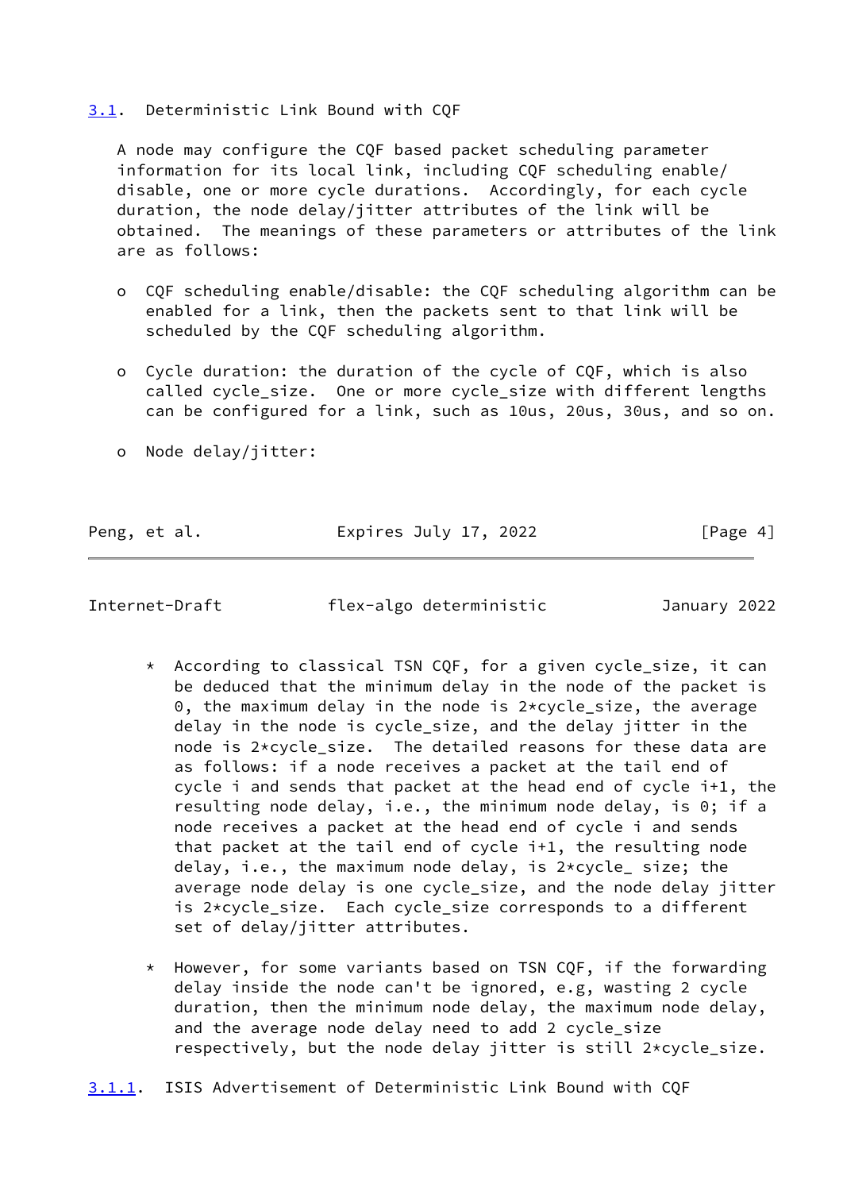### 3.1. Deterministic Link Bound with CQF

A node may configure the CQF based packet scheduling parameter information for its local link, including CQF scheduling enable/disable, one or more cycle durations. Accordingly, for each cycle duration, the node delay/jitter attributes of the link will be obtained. The meanings of these parameters or attributes of the link are as follows:

- CQF scheduling enable/disable: the CQF scheduling algorithm can be enabled for a link, then the packets sent to that link will be scheduled by the CQF scheduling algorithm.

- Cycle duration: the duration of the cycle of CQF, which is also called cycle_size. One or more cycle_size with different lengths can be configured for a link, such as 10us, 20us, 30us, and so on.

- Node delay/jitter:

  * According to classical TSN CQF, for a given cycle_size, it can be deduced that the minimum delay in the node of the packet is 0, the maximum delay in the node is 2*cycle_size, the average delay in the node is cycle_size, and the delay jitter in the node is 2*cycle_size. The detailed reasons for these data are as follows: if a node receives a packet at the tail end of cycle i and sends that packet at the head end of cycle i+1, the resulting node delay, i.e., the minimum node delay, is 0; if a node receives a packet at the head end of cycle i and sends that packet at the tail end of cycle i+1, the resulting node delay, i.e., the maximum node delay, is 2*cycle_ size; the average node delay is one cycle_size, and the node delay jitter is 2*cycle_size. Each cycle_size corresponds to a different set of delay/jitter attributes.

  * However, for some variants based on TSN CQF, if the forwarding delay inside the node can't be ignored, e.g, wasting 2 cycle duration, then the minimum node delay, the maximum node delay, and the average node delay need to add 2 cycle_size respectively, but the node delay jitter is still 2*cycle_size.

#### 3.1.1. ISIS Advertisement of Deterministic Link Bound with CQF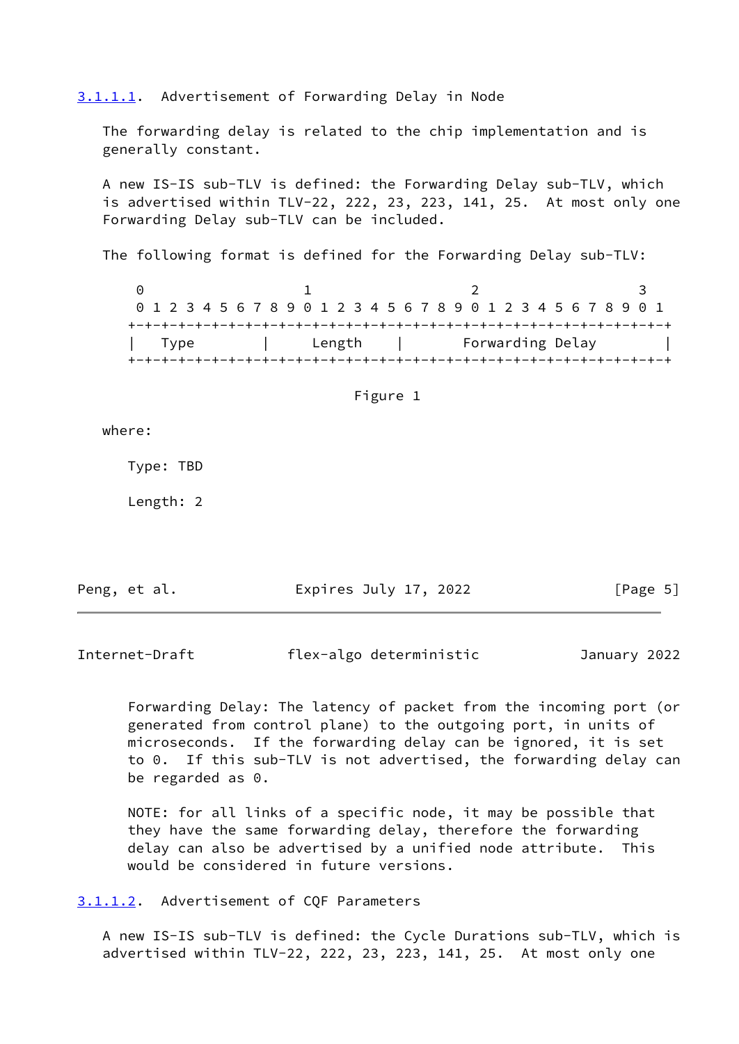#### 3.1.1.1. Advertisement of Forwarding Delay in Node

The forwarding delay is related to the chip implementation and is generally constant.

A new IS-IS sub-TLV is defined: the Forwarding Delay sub-TLV, which is advertised within TLV-22, 222, 23, 223, 141, 25. At most only one Forwarding Delay sub-TLV can be included.

The following format is defined for the Forwarding Delay sub-TLV:

```
 0                   1                   2                   3
 0 1 2 3 4 5 6 7 8 9 0 1 2 3 4 5 6 7 8 9 0 1 2 3 4 5 6 7 8 9 0 1
+-+-+-+-+-+-+-+-+-+-+-+-+-+-+-+-+-+-+-+-+-+-+-+-+-+-+-+-+-+-+-+-+
|   Type        |     Length    |       Forwarding Delay        |
+-+-+-+-+-+-+-+-+-+-+-+-+-+-+-+-+-+-+-+-+-+-+-+-+-+-+-+-+-+-+-+-+
```

Figure 1

where:

Type: TBD

Length: 2

Forwarding Delay: The latency of packet from the incoming port (or generated from control plane) to the outgoing port, in units of microseconds. If the forwarding delay can be ignored, it is set to 0. If this sub-TLV is not advertised, the forwarding delay can be regarded as 0.

NOTE: for all links of a specific node, it may be possible that they have the same forwarding delay, therefore the forwarding delay can also be advertised by a unified node attribute. This would be considered in future versions.

#### 3.1.1.2. Advertisement of CQF Parameters

A new IS-IS sub-TLV is defined: the Cycle Durations sub-TLV, which is advertised within TLV-22, 222, 23, 223, 141, 25. At most only one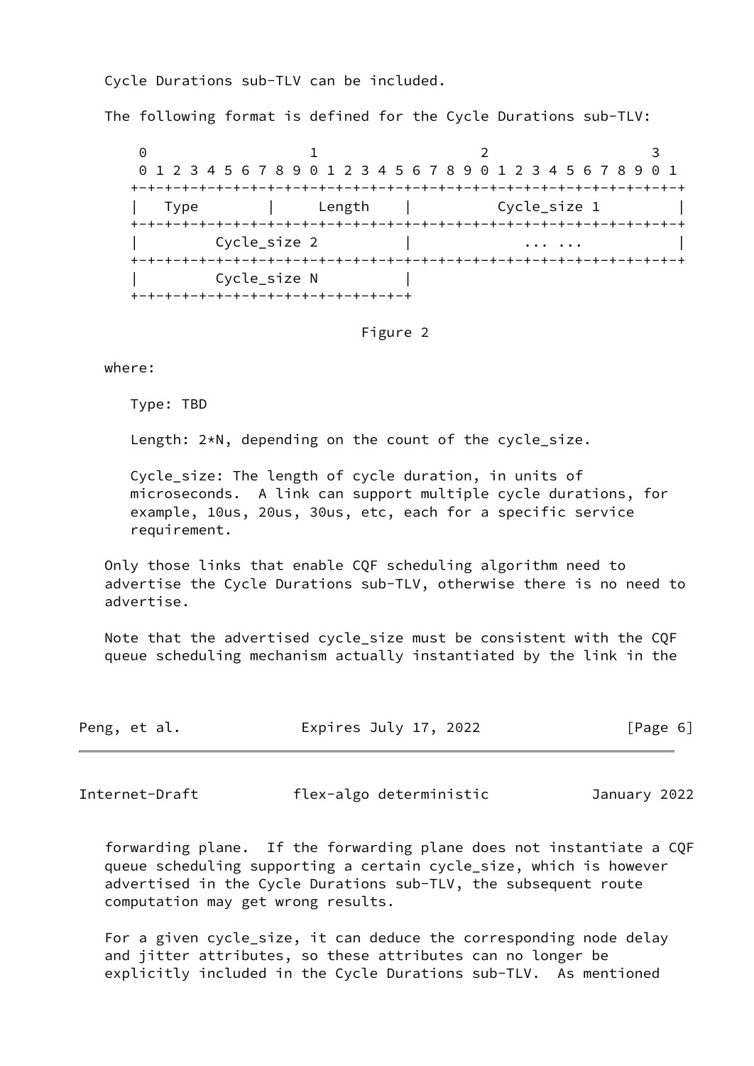Cycle Durations sub-TLV can be included.

The following format is defined for the Cycle Durations sub-TLV:

```
 0                   1                   2                   3
 0 1 2 3 4 5 6 7 8 9 0 1 2 3 4 5 6 7 8 9 0 1 2 3 4 5 6 7 8 9 0 1
+-+-+-+-+-+-+-+-+-+-+-+-+-+-+-+-+-+-+-+-+-+-+-+-+-+-+-+-+-+-+-+-+
|   Type        |     Length    |          Cycle_size 1         |
+-+-+-+-+-+-+-+-+-+-+-+-+-+-+-+-+-+-+-+-+-+-+-+-+-+-+-+-+-+-+-+-+
|         Cycle_size 2          |             ... ...           |
+-+-+-+-+-+-+-+-+-+-+-+-+-+-+-+-+-+-+-+-+-+-+-+-+-+-+-+-+-+-+-+-+
|         Cycle_size N          |
+-+-+-+-+-+-+-+-+-+-+-+-+-+-+-+-+
```

Figure 2

where:

Type: TBD

Length: 2*N, depending on the count of the cycle_size.

Cycle_size: The length of cycle duration, in units of microseconds. A link can support multiple cycle durations, for example, 10us, 20us, 30us, etc, each for a specific service requirement.

Only those links that enable CQF scheduling algorithm need to advertise the Cycle Durations sub-TLV, otherwise there is no need to advertise.

Note that the advertised cycle_size must be consistent with the CQF queue scheduling mechanism actually instantiated by the link in the forwarding plane. If the forwarding plane does not instantiate a CQF queue scheduling supporting a certain cycle_size, which is however advertised in the Cycle Durations sub-TLV, the subsequent route computation may get wrong results.

For a given cycle_size, it can deduce the corresponding node delay and jitter attributes, so these attributes can no longer be explicitly included in the Cycle Durations sub-TLV. As mentioned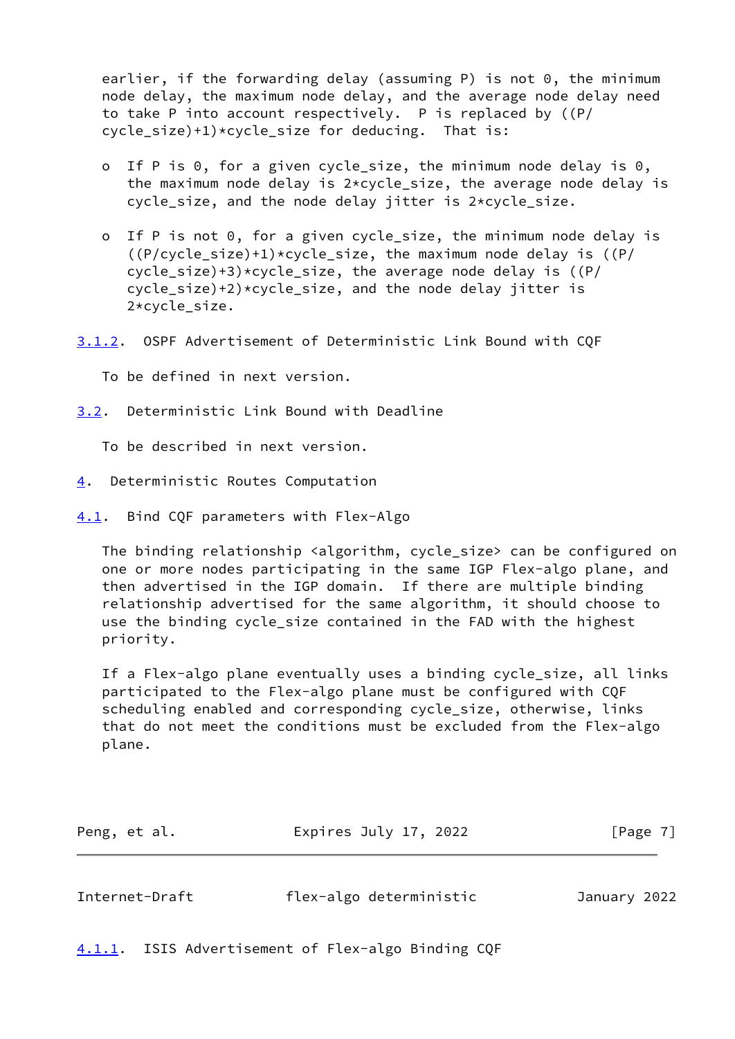earlier, if the forwarding delay (assuming P) is not 0, the minimum node delay, the maximum node delay, and the average node delay need to take P into account respectively. P is replaced by ((P/cycle_size)+1)*cycle_size for deducing. That is:

- If P is 0, for a given cycle_size, the minimum node delay is 0, the maximum node delay is 2*cycle_size, the average node delay is cycle_size, and the node delay jitter is 2*cycle_size.

- If P is not 0, for a given cycle_size, the minimum node delay is ((P/cycle_size)+1)*cycle_size, the maximum node delay is ((P/cycle_size)+3)*cycle_size, the average node delay is ((P/cycle_size)+2)*cycle_size, and the node delay jitter is 2*cycle_size.

#### 3.1.2. OSPF Advertisement of Deterministic Link Bound with CQF

To be defined in next version.

### 3.2. Deterministic Link Bound with Deadline

To be described in next version.

## 4. Deterministic Routes Computation

### 4.1. Bind CQF parameters with Flex-Algo

The binding relationship <algorithm, cycle_size> can be configured on one or more nodes participating in the same IGP Flex-algo plane, and then advertised in the IGP domain. If there are multiple binding relationship advertised for the same algorithm, it should choose to use the binding cycle_size contained in the FAD with the highest priority.

If a Flex-algo plane eventually uses a binding cycle_size, all links participated to the Flex-algo plane must be configured with CQF scheduling enabled and corresponding cycle_size, otherwise, links that do not meet the conditions must be excluded from the Flex-algo plane.

#### 4.1.1. ISIS Advertisement of Flex-algo Binding CQF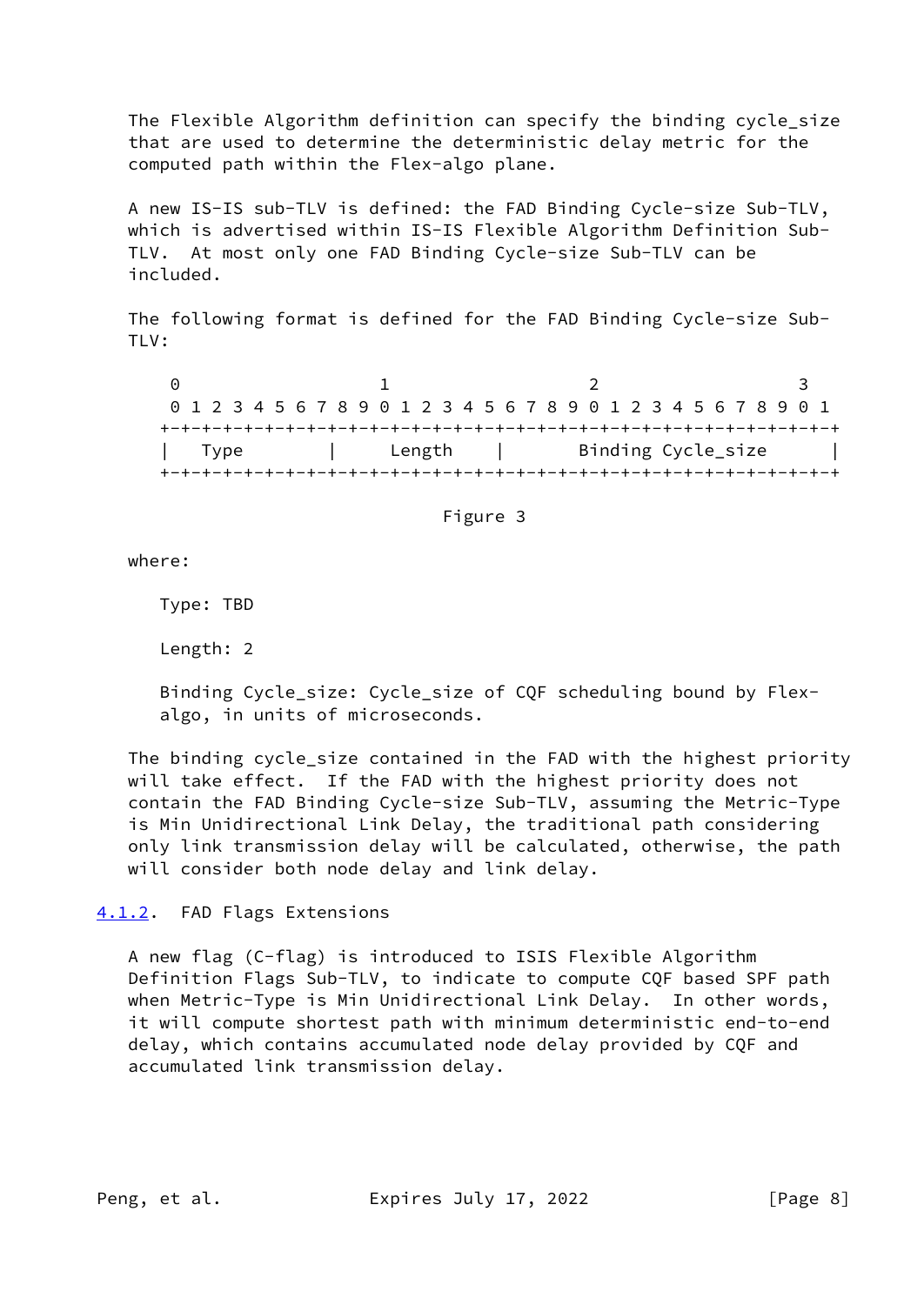The Flexible Algorithm definition can specify the binding cycle_size that are used to determine the deterministic delay metric for the computed path within the Flex-algo plane.

A new IS-IS sub-TLV is defined: the FAD Binding Cycle-size Sub-TLV, which is advertised within IS-IS Flexible Algorithm Definition Sub-TLV. At most only one FAD Binding Cycle-size Sub-TLV can be included.

The following format is defined for the FAD Binding Cycle-size Sub-TLV:

```
 0                   1                   2                   3
 0 1 2 3 4 5 6 7 8 9 0 1 2 3 4 5 6 7 8 9 0 1 2 3 4 5 6 7 8 9 0 1
+-+-+-+-+-+-+-+-+-+-+-+-+-+-+-+-+-+-+-+-+-+-+-+-+-+-+-+-+-+-+-+-+
|   Type        |     Length    |       Binding Cycle_size      |
+-+-+-+-+-+-+-+-+-+-+-+-+-+-+-+-+-+-+-+-+-+-+-+-+-+-+-+-+-+-+-+-+
```

Figure 3

where:

Type: TBD

Length: 2

Binding Cycle_size: Cycle_size of CQF scheduling bound by Flex-algo, in units of microseconds.

The binding cycle_size contained in the FAD with the highest priority will take effect. If the FAD with the highest priority does not contain the FAD Binding Cycle-size Sub-TLV, assuming the Metric-Type is Min Unidirectional Link Delay, the traditional path considering only link transmission delay will be calculated, otherwise, the path will consider both node delay and link delay.

#### 4.1.2. FAD Flags Extensions

A new flag (C-flag) is introduced to ISIS Flexible Algorithm Definition Flags Sub-TLV, to indicate to compute CQF based SPF path when Metric-Type is Min Unidirectional Link Delay. In other words, it will compute shortest path with minimum deterministic end-to-end delay, which contains accumulated node delay provided by CQF and accumulated link transmission delay.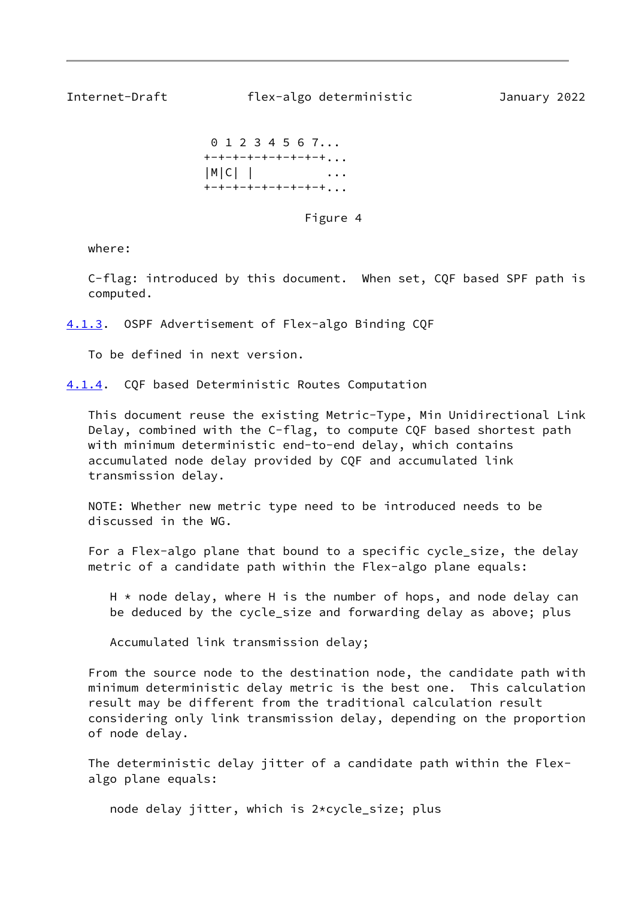```
 0 1 2 3 4 5 6 7...
+-+-+-+-+-+-+-+-+...
|M|C| |          ...
+-+-+-+-+-+-+-+-+...
```

Figure 4

where:

C-flag: introduced by this document. When set, CQF based SPF path is computed.

#### 4.1.3. OSPF Advertisement of Flex-algo Binding CQF

To be defined in next version.

#### 4.1.4. CQF based Deterministic Routes Computation

This document reuse the existing Metric-Type, Min Unidirectional Link Delay, combined with the C-flag, to compute CQF based shortest path with minimum deterministic end-to-end delay, which contains accumulated node delay provided by CQF and accumulated link transmission delay.

NOTE: Whether new metric type need to be introduced needs to be discussed in the WG.

For a Flex-algo plane that bound to a specific cycle_size, the delay metric of a candidate path within the Flex-algo plane equals:

> H * node delay, where H is the number of hops, and node delay can be deduced by the cycle_size and forwarding delay as above; plus
>
> Accumulated link transmission delay;

From the source node to the destination node, the candidate path with minimum deterministic delay metric is the best one. This calculation result may be different from the traditional calculation result considering only link transmission delay, depending on the proportion of node delay.

The deterministic delay jitter of a candidate path within the Flex-algo plane equals:

> node delay jitter, which is 2*cycle_size; plus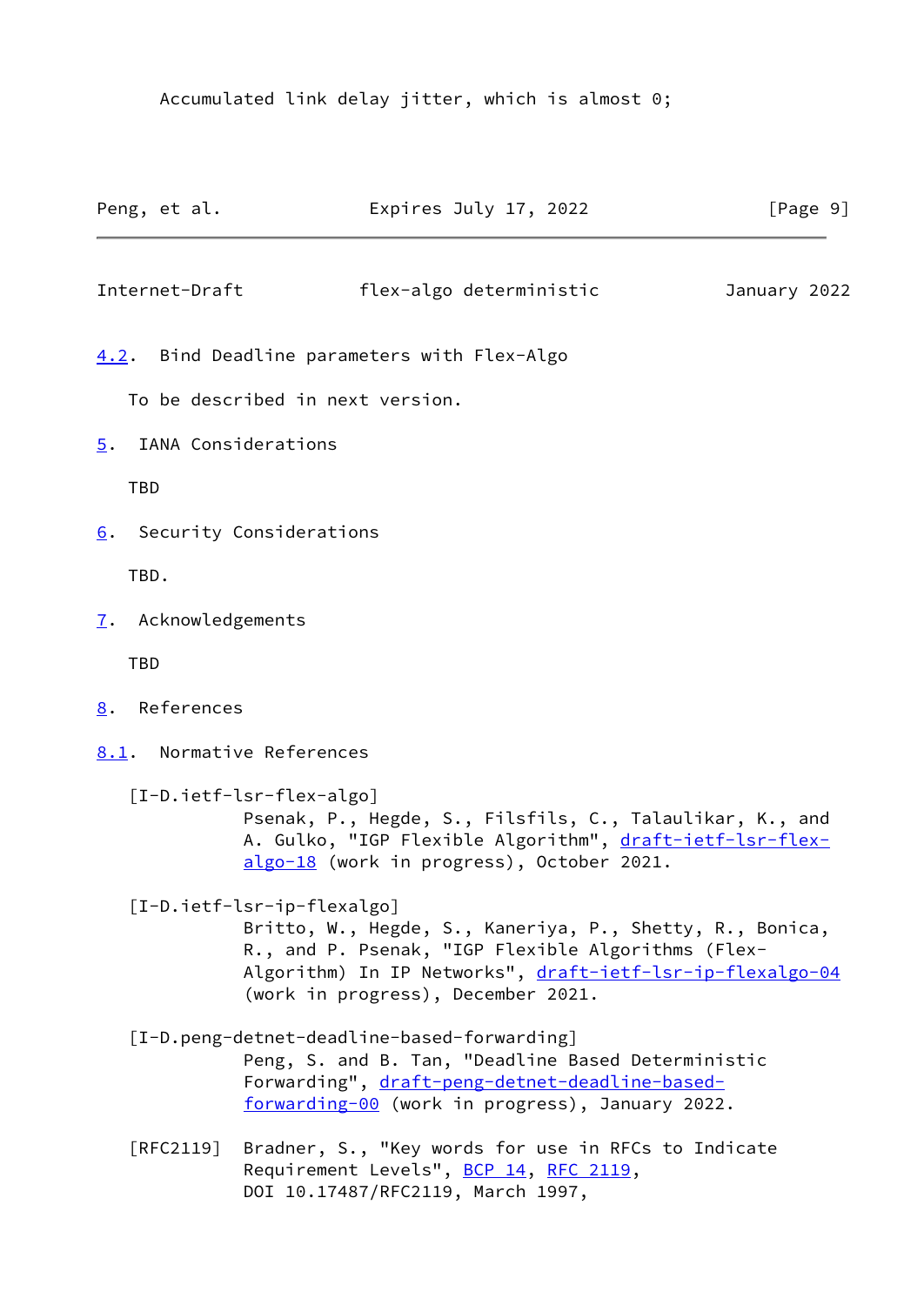Accumulated link delay jitter, which is almost 0;

### 4.2. Bind Deadline parameters with Flex-Algo

To be described in next version.

## 5. IANA Considerations

TBD

## 6. Security Considerations

TBD.

## 7. Acknowledgements

TBD

## 8. References

### 8.1. Normative References

[I-D.ietf-lsr-flex-algo]
Psenak, P., Hegde, S., Filsfils, C., Talaulikar, K., and A. Gulko, "IGP Flexible Algorithm", draft-ietf-lsr-flex-algo-18 (work in progress), October 2021.

[I-D.ietf-lsr-ip-flexalgo]
Britto, W., Hegde, S., Kaneriya, P., Shetty, R., Bonica, R., and P. Psenak, "IGP Flexible Algorithms (Flex-Algorithm) In IP Networks", draft-ietf-lsr-ip-flexalgo-04 (work in progress), December 2021.

[I-D.peng-detnet-deadline-based-forwarding]
Peng, S. and B. Tan, "Deadline Based Deterministic Forwarding", draft-peng-detnet-deadline-based-forwarding-00 (work in progress), January 2022.

[RFC2119] Bradner, S., "Key words for use in RFCs to Indicate Requirement Levels", BCP 14, RFC 2119, DOI 10.17487/RFC2119, March 1997,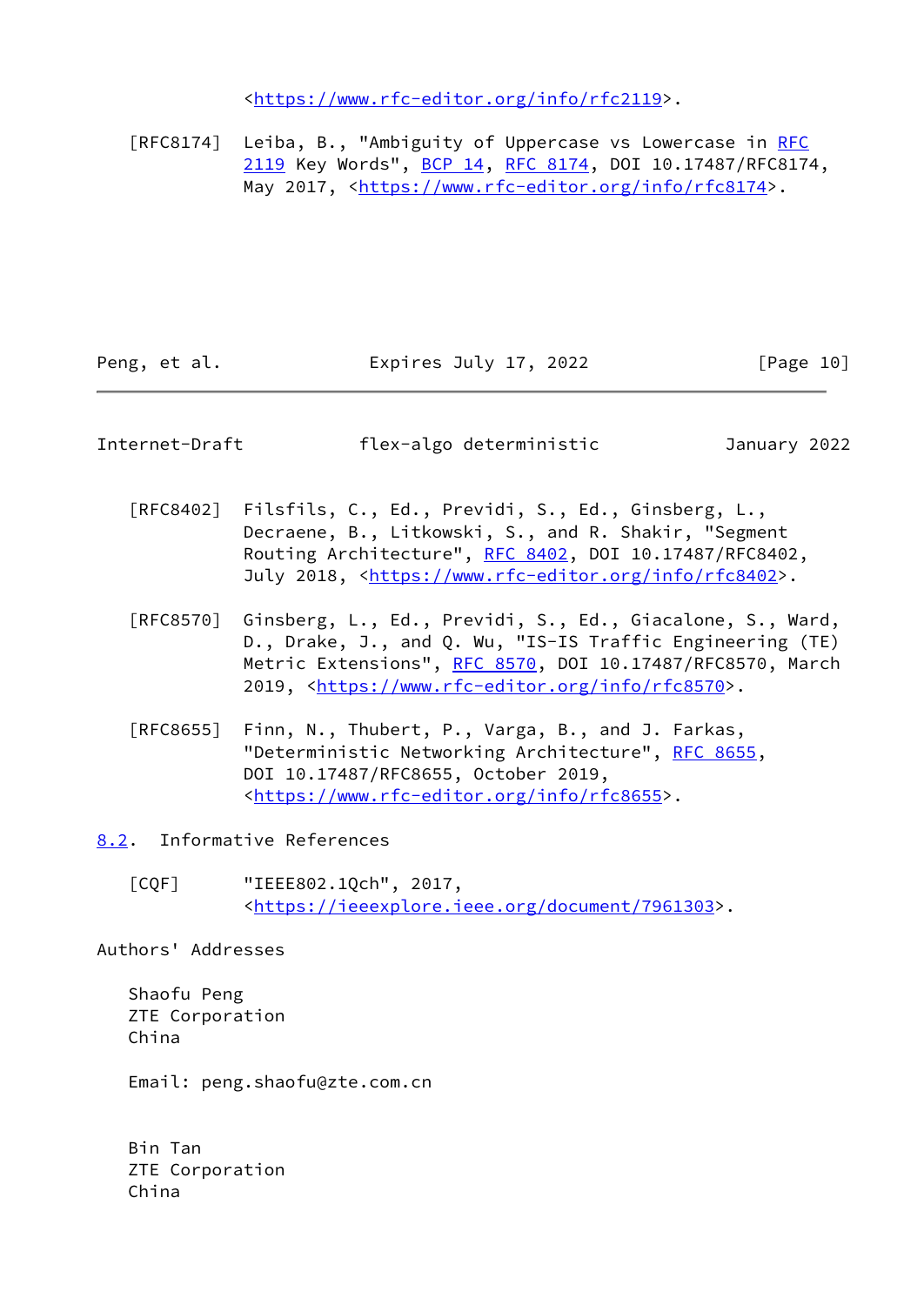<https://www.rfc-editor.org/info/rfc2119>.

[RFC8174] Leiba, B., "Ambiguity of Uppercase vs Lowercase in RFC 2119 Key Words", BCP 14, RFC 8174, DOI 10.17487/RFC8174, May 2017, <https://www.rfc-editor.org/info/rfc8174>.

[RFC8402] Filsfils, C., Ed., Previdi, S., Ed., Ginsberg, L., Decraene, B., Litkowski, S., and R. Shakir, "Segment Routing Architecture", RFC 8402, DOI 10.17487/RFC8402, July 2018, <https://www.rfc-editor.org/info/rfc8402>.

[RFC8570] Ginsberg, L., Ed., Previdi, S., Ed., Giacalone, S., Ward, D., Drake, J., and Q. Wu, "IS-IS Traffic Engineering (TE) Metric Extensions", RFC 8570, DOI 10.17487/RFC8570, March 2019, <https://www.rfc-editor.org/info/rfc8570>.

[RFC8655] Finn, N., Thubert, P., Varga, B., and J. Farkas, "Deterministic Networking Architecture", RFC 8655, DOI 10.17487/RFC8655, October 2019, <https://www.rfc-editor.org/info/rfc8655>.

### 8.2. Informative References

[CQF] "IEEE802.1Qch", 2017, <https://ieeexplore.ieee.org/document/7961303>.

## Authors' Addresses

Shaofu Peng
ZTE Corporation
China

Email: peng.shaofu@zte.com.cn

Bin Tan
ZTE Corporation
China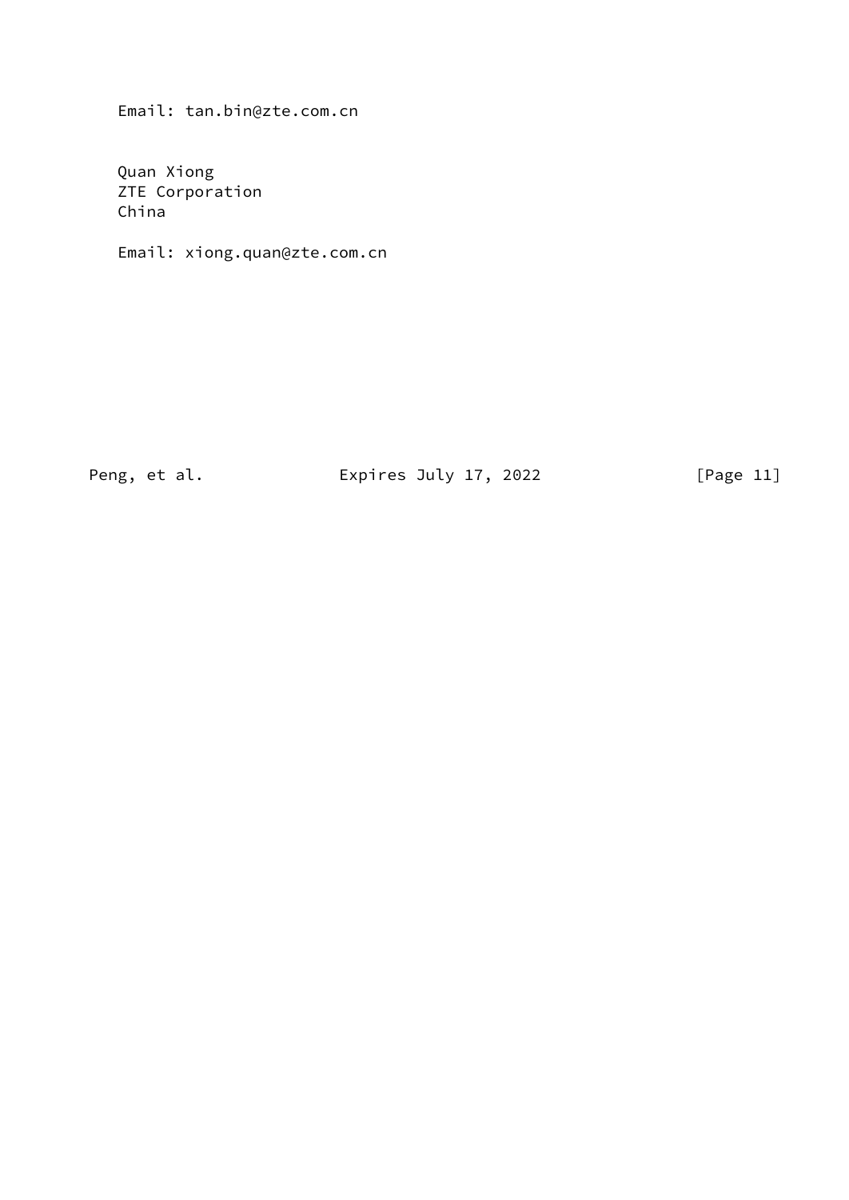Email: tan.bin@zte.com.cn

Quan Xiong
ZTE Corporation
China

Email: xiong.quan@zte.com.cn